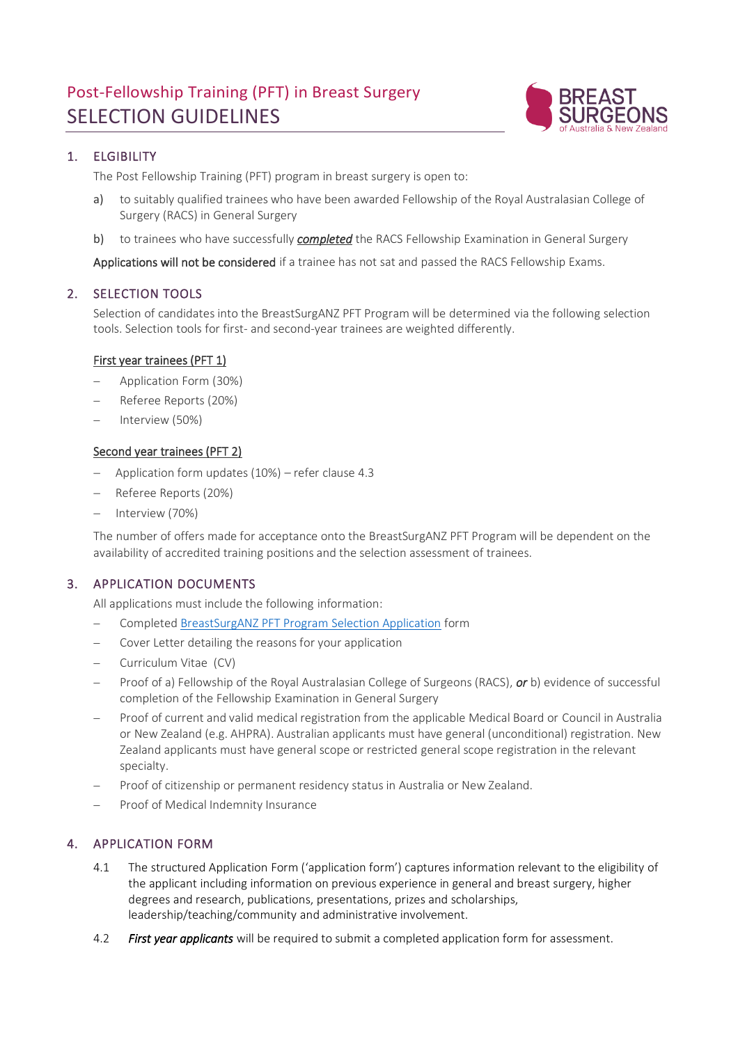# Post-Fellowship Training (PFT) in Breast Surgery
# SELECTION GUIDELINES

## 1. ELGIBILITY

The Post Fellowship Training (PFT) program in breast surgery is open to:

a) to suitably qualified trainees who have been awarded Fellowship of the Royal Australasian College of Surgery (RACS) in General Surgery

b) to trainees who have successfully ***completed*** the RACS Fellowship Examination in General Surgery

Applications will not be considered if a trainee has not sat and passed the RACS Fellowship Exams.

## 2. SELECTION TOOLS

Selection of candidates into the BreastSurgANZ PFT Program will be determined via the following selection tools. Selection tools for first- and second-year trainees are weighted differently.

**First year trainees (PFT 1)**

- Application Form (30%)
- Referee Reports (20%)
- Interview (50%)

**Second year trainees (PFT 2)**

- Application form updates (10%) – refer clause 4.3
- Referee Reports (20%)
- Interview (70%)

The number of offers made for acceptance onto the BreastSurgANZ PFT Program will be dependent on the availability of accredited training positions and the selection assessment of trainees.

## 3. APPLICATION DOCUMENTS

All applications must include the following information:

- Completed BreastSurgANZ PFT Program Selection Application form
- Cover Letter detailing the reasons for your application
- Curriculum Vitae (CV)
- Proof of a) Fellowship of the Royal Australasian College of Surgeons (RACS), ***or*** b) evidence of successful completion of the Fellowship Examination in General Surgery
- Proof of current and valid medical registration from the applicable Medical Board or Council in Australia or New Zealand (e.g. AHPRA). Australian applicants must have general (unconditional) registration. New Zealand applicants must have general scope or restricted general scope registration in the relevant specialty.
- Proof of citizenship or permanent residency status in Australia or New Zealand.
- Proof of Medical Indemnity Insurance

## 4. APPLICATION FORM

4.1 The structured Application Form ('application form') captures information relevant to the eligibility of the applicant including information on previous experience in general and breast surgery, higher degrees and research, publications, presentations, prizes and scholarships, leadership/teaching/community and administrative involvement.

4.2 ***First year applicants*** will be required to submit a completed application form for assessment.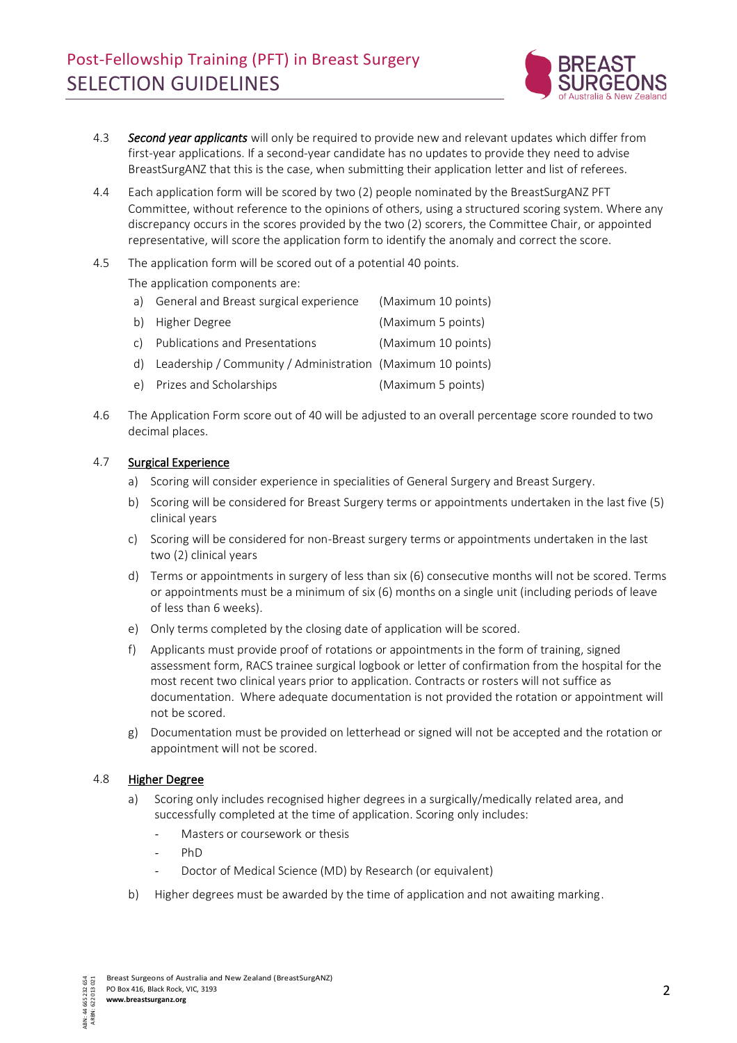4.3 ***Second year applicants*** will only be required to provide new and relevant updates which differ from first-year applications. If a second-year candidate has no updates to provide they need to advise BreastSurgANZ that this is the case, when submitting their application letter and list of referees.

4.4 Each application form will be scored by two (2) people nominated by the BreastSurgANZ PFT Committee, without reference to the opinions of others, using a structured scoring system. Where any discrepancy occurs in the scores provided by the two (2) scorers, the Committee Chair, or appointed representative, will score the application form to identify the anomaly and correct the score.

4.5 The application form will be scored out of a potential 40 points.

The application components are:

a) General and Breast surgical experience (Maximum 10 points)

b) Higher Degree (Maximum 5 points)

c) Publications and Presentations (Maximum 10 points)

d) Leadership / Community / Administration (Maximum 10 points)

e) Prizes and Scholarships (Maximum 5 points)

4.6 The Application Form score out of 40 will be adjusted to an overall percentage score rounded to two decimal places.

4.7 <u>Surgical Experience</u>

a) Scoring will consider experience in specialities of General Surgery and Breast Surgery.

b) Scoring will be considered for Breast Surgery terms or appointments undertaken in the last five (5) clinical years

c) Scoring will be considered for non-Breast surgery terms or appointments undertaken in the last two (2) clinical years

d) Terms or appointments in surgery of less than six (6) consecutive months will not be scored. Terms or appointments must be a minimum of six (6) months on a single unit (including periods of leave of less than 6 weeks).

e) Only terms completed by the closing date of application will be scored.

f) Applicants must provide proof of rotations or appointments in the form of training, signed assessment form, RACS trainee surgical logbook or letter of confirmation from the hospital for the most recent two clinical years prior to application. Contracts or rosters will not suffice as documentation. Where adequate documentation is not provided the rotation or appointment will not be scored.

g) Documentation must be provided on letterhead or signed will not be accepted and the rotation or appointment will not be scored.

4.8 <u>Higher Degree</u>

a) Scoring only includes recognised higher degrees in a surgically/medically related area, and successfully completed at the time of application. Scoring only includes:

- Masters or coursework or thesis
- PhD
- Doctor of Medical Science (MD) by Research (or equivalent)

b) Higher degrees must be awarded by the time of application and not awaiting marking.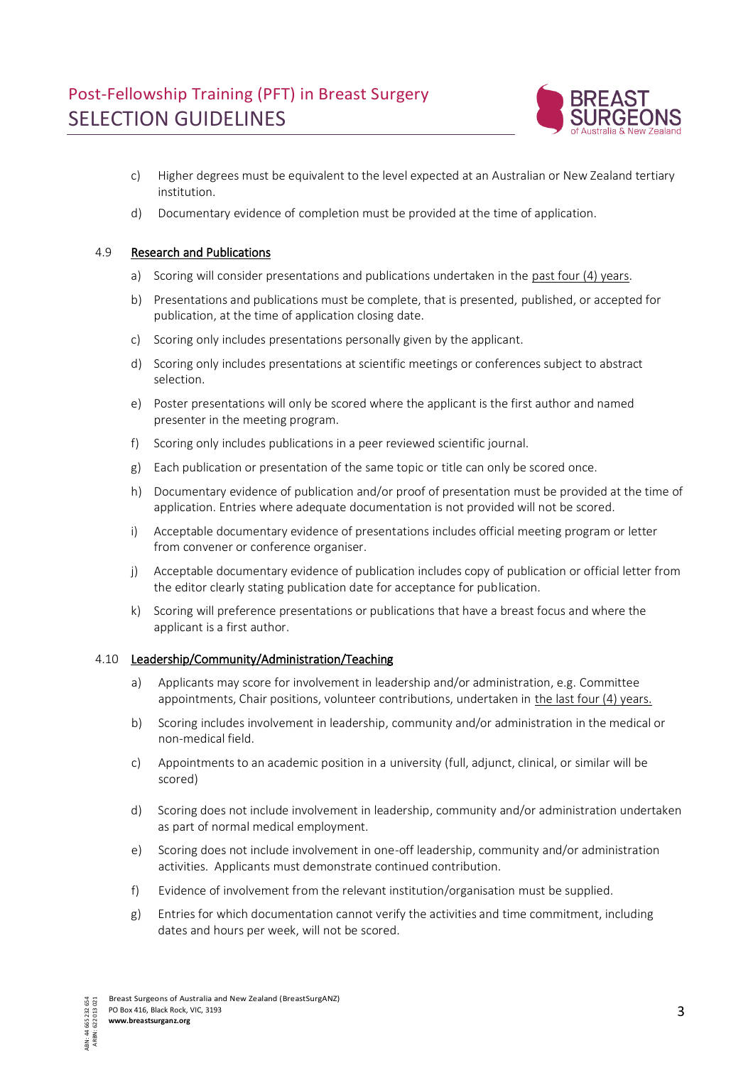c) Higher degrees must be equivalent to the level expected at an Australian or New Zealand tertiary institution.

d) Documentary evidence of completion must be provided at the time of application.

### 4.9 Research and Publications

a) Scoring will consider presentations and publications undertaken in the past four (4) years.

b) Presentations and publications must be complete, that is presented, published, or accepted for publication, at the time of application closing date.

c) Scoring only includes presentations personally given by the applicant.

d) Scoring only includes presentations at scientific meetings or conferences subject to abstract selection.

e) Poster presentations will only be scored where the applicant is the first author and named presenter in the meeting program.

f) Scoring only includes publications in a peer reviewed scientific journal.

g) Each publication or presentation of the same topic or title can only be scored once.

h) Documentary evidence of publication and/or proof of presentation must be provided at the time of application. Entries where adequate documentation is not provided will not be scored.

i) Acceptable documentary evidence of presentations includes official meeting program or letter from convener or conference organiser.

j) Acceptable documentary evidence of publication includes copy of publication or official letter from the editor clearly stating publication date for acceptance for publication.

k) Scoring will preference presentations or publications that have a breast focus and where the applicant is a first author.

### 4.10 Leadership/Community/Administration/Teaching

a) Applicants may score for involvement in leadership and/or administration, e.g. Committee appointments, Chair positions, volunteer contributions, undertaken in the last four (4) years.

b) Scoring includes involvement in leadership, community and/or administration in the medical or non-medical field.

c) Appointments to an academic position in a university (full, adjunct, clinical, or similar will be scored)

d) Scoring does not include involvement in leadership, community and/or administration undertaken as part of normal medical employment.

e) Scoring does not include involvement in one-off leadership, community and/or administration activities. Applicants must demonstrate continued contribution.

f) Evidence of involvement from the relevant institution/organisation must be supplied.

g) Entries for which documentation cannot verify the activities and time commitment, including dates and hours per week, will not be scored.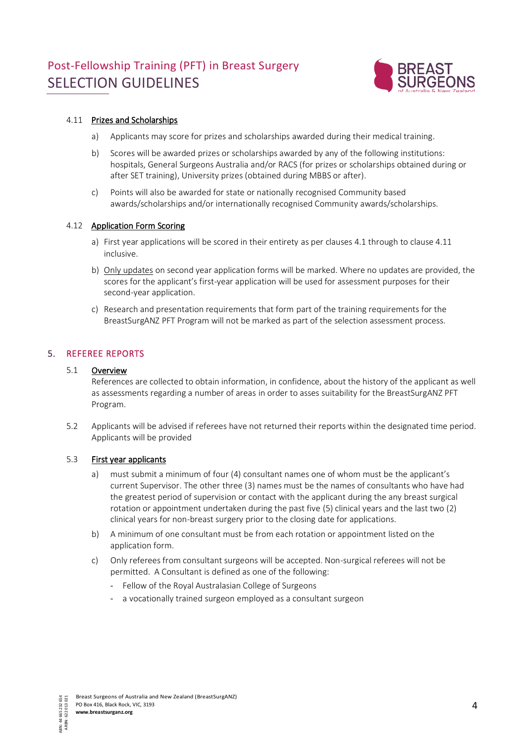### 4.11 Prizes and Scholarships

a) Applicants may score for prizes and scholarships awarded during their medical training.

b) Scores will be awarded prizes or scholarships awarded by any of the following institutions: hospitals, General Surgeons Australia and/or RACS (for prizes or scholarships obtained during or after SET training), University prizes (obtained during MBBS or after).

c) Points will also be awarded for state or nationally recognised Community based awards/scholarships and/or internationally recognised Community awards/scholarships.

### 4.12 Application Form Scoring

a) First year applications will be scored in their entirety as per clauses 4.1 through to clause 4.11 inclusive.

b) Only updates on second year application forms will be marked. Where no updates are provided, the scores for the applicant's first-year application will be used for assessment purposes for their second-year application.

c) Research and presentation requirements that form part of the training requirements for the BreastSurgANZ PFT Program will not be marked as part of the selection assessment process.

## 5. REFEREE REPORTS

### 5.1 Overview

References are collected to obtain information, in confidence, about the history of the applicant as well as assessments regarding a number of areas in order to asses suitability for the BreastSurgANZ PFT Program.

5.2 Applicants will be advised if referees have not returned their reports within the designated time period. Applicants will be provided

### 5.3 First year applicants

a) must submit a minimum of four (4) consultant names one of whom must be the applicant's current Supervisor. The other three (3) names must be the names of consultants who have had the greatest period of supervision or contact with the applicant during the any breast surgical rotation or appointment undertaken during the past five (5) clinical years and the last two (2) clinical years for non-breast surgery prior to the closing date for applications.

b) A minimum of one consultant must be from each rotation or appointment listed on the application form.

c) Only referees from consultant surgeons will be accepted. Non-surgical referees will not be permitted. A Consultant is defined as one of the following:

- Fellow of the Royal Australasian College of Surgeons
- a vocationally trained surgeon employed as a consultant surgeon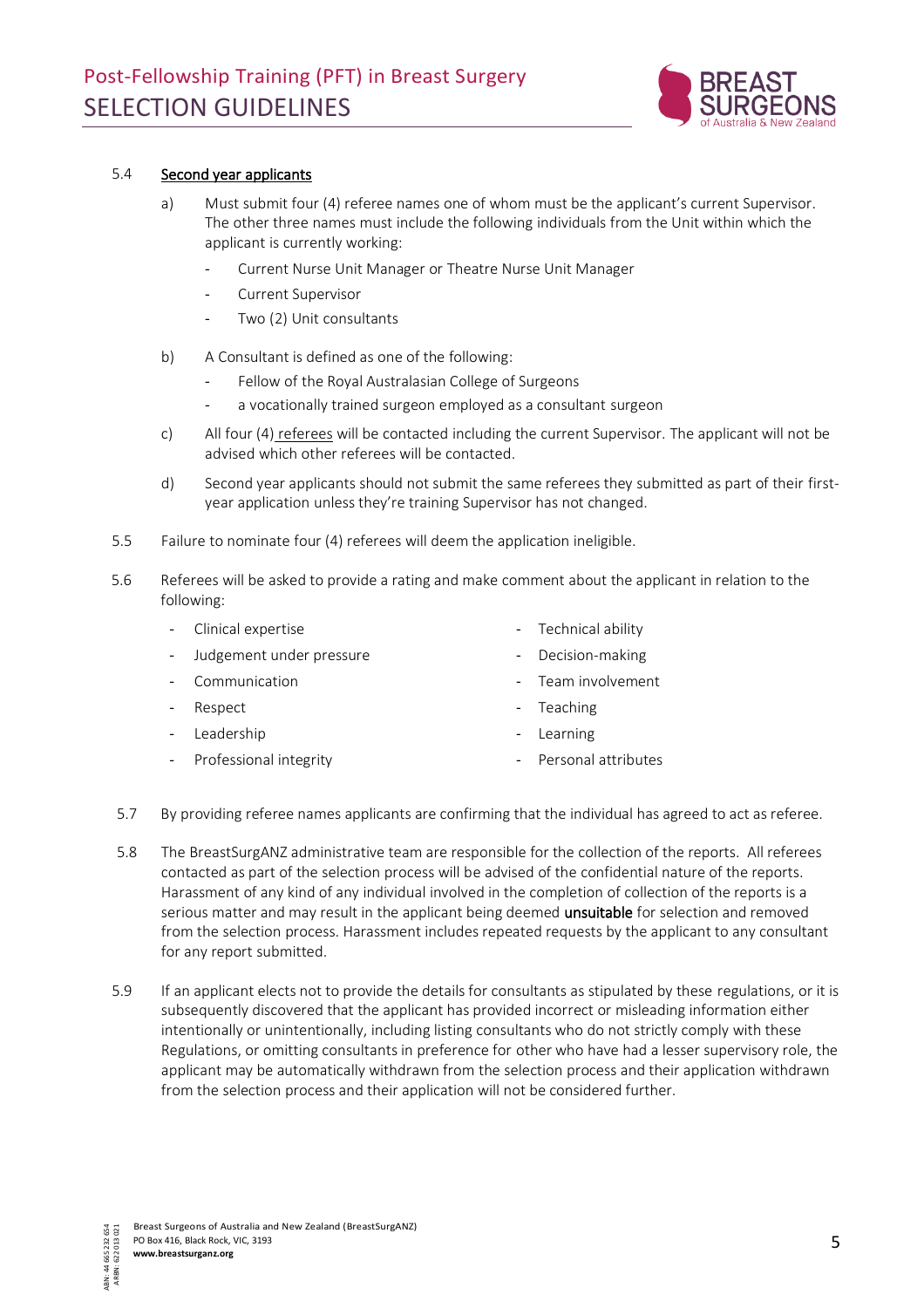5.4 <u>Second year applicants</u>

a) Must submit four (4) referee names one of whom must be the applicant's current Supervisor. The other three names must include the following individuals from the Unit within which the applicant is currently working:

- Current Nurse Unit Manager or Theatre Nurse Unit Manager
- Current Supervisor
- Two (2) Unit consultants

b) A Consultant is defined as one of the following:

- Fellow of the Royal Australasian College of Surgeons
- a vocationally trained surgeon employed as a consultant surgeon

c) All four (4) <u>referees</u> will be contacted including the current Supervisor. The applicant will not be advised which other referees will be contacted.

d) Second year applicants should not submit the same referees they submitted as part of their first-year application unless they're training Supervisor has not changed.

5.5 Failure to nominate four (4) referees will deem the application ineligible.

5.6 Referees will be asked to provide a rating and make comment about the applicant in relation to the following:

- Clinical expertise
- Judgement under pressure
- Communication
- Respect
- Leadership
- Professional integrity
- Technical ability
- Decision-making
- Team involvement
- Teaching
- Learning
- Personal attributes

5.7 By providing referee names applicants are confirming that the individual has agreed to act as referee.

5.8 The BreastSurgANZ administrative team are responsible for the collection of the reports. All referees contacted as part of the selection process will be advised of the confidential nature of the reports. Harassment of any kind of any individual involved in the completion of collection of the reports is a serious matter and may result in the applicant being deemed **unsuitable** for selection and removed from the selection process. Harassment includes repeated requests by the applicant to any consultant for any report submitted.

5.9 If an applicant elects not to provide the details for consultants as stipulated by these regulations, or it is subsequently discovered that the applicant has provided incorrect or misleading information either intentionally or unintentionally, including listing consultants who do not strictly comply with these Regulations, or omitting consultants in preference for other who have had a lesser supervisory role, the applicant may be automatically withdrawn from the selection process and their application withdrawn from the selection process and their application will not be considered further.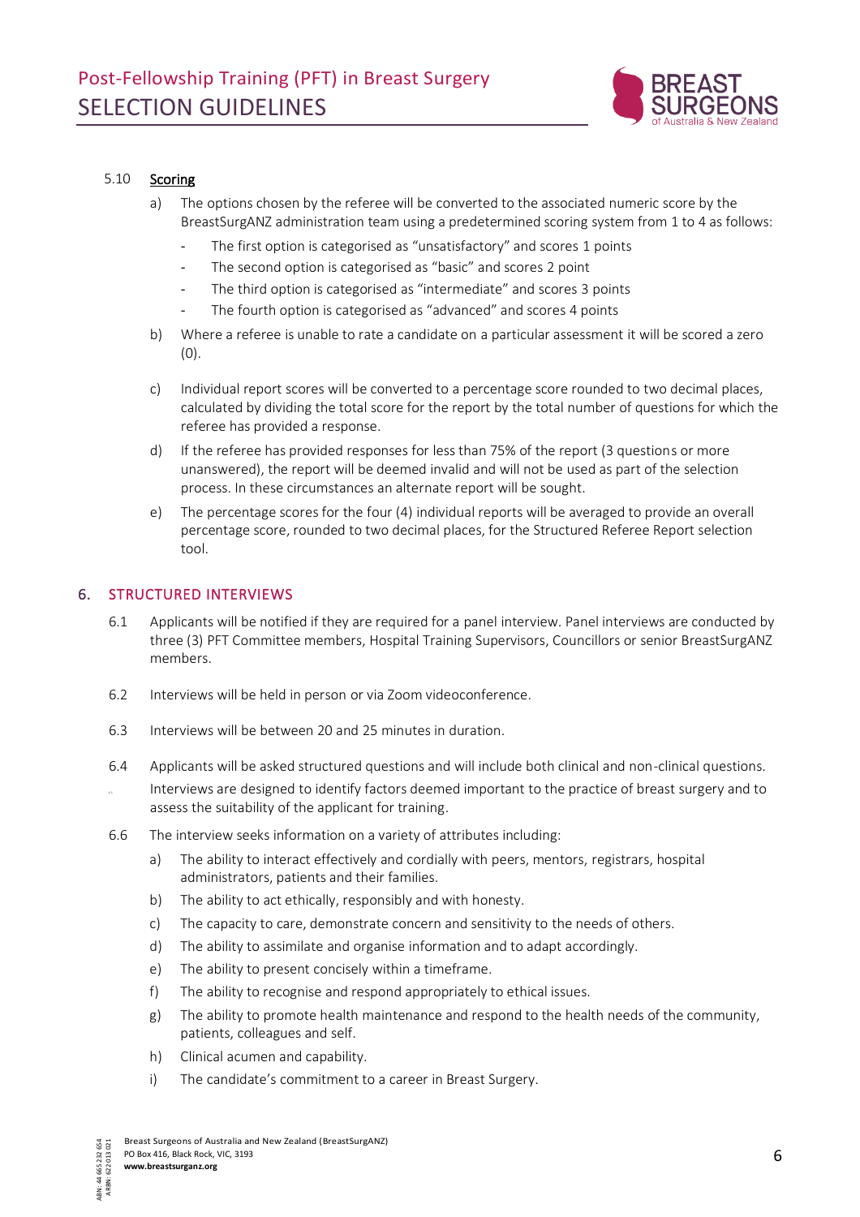5.10 Scoring

a) The options chosen by the referee will be converted to the associated numeric score by the BreastSurgANZ administration team using a predetermined scoring system from 1 to 4 as follows:
   - The first option is categorised as “unsatisfactory” and scores 1 points
   - The second option is categorised as “basic” and scores 2 point
   - The third option is categorised as “intermediate” and scores 3 points
   - The fourth option is categorised as “advanced” and scores 4 points

b) Where a referee is unable to rate a candidate on a particular assessment it will be scored a zero (0).

c) Individual report scores will be converted to a percentage score rounded to two decimal places, calculated by dividing the total score for the report by the total number of questions for which the referee has provided a response.

d) If the referee has provided responses for less than 75% of the report (3 questions or more unanswered), the report will be deemed invalid and will not be used as part of the selection process. In these circumstances an alternate report will be sought.

e) The percentage scores for the four (4) individual reports will be averaged to provide an overall percentage score, rounded to two decimal places, for the Structured Referee Report selection tool.

## 6. STRUCTURED INTERVIEWS

6.1 Applicants will be notified if they are required for a panel interview. Panel interviews are conducted by three (3) PFT Committee members, Hospital Training Supervisors, Councillors or senior BreastSurgANZ members.

6.2 Interviews will be held in person or via Zoom videoconference.

6.3 Interviews will be between 20 and 25 minutes in duration.

6.4 Applicants will be asked structured questions and will include both clinical and non-clinical questions.

6.5 Interviews are designed to identify factors deemed important to the practice of breast surgery and to assess the suitability of the applicant for training.

6.6 The interview seeks information on a variety of attributes including:

a) The ability to interact effectively and cordially with peers, mentors, registrars, hospital administrators, patients and their families.

b) The ability to act ethically, responsibly and with honesty.

c) The capacity to care, demonstrate concern and sensitivity to the needs of others.

d) The ability to assimilate and organise information and to adapt accordingly.

e) The ability to present concisely within a timeframe.

f) The ability to recognise and respond appropriately to ethical issues.

g) The ability to promote health maintenance and respond to the health needs of the community, patients, colleagues and self.

h) Clinical acumen and capability.

i) The candidate’s commitment to a career in Breast Surgery.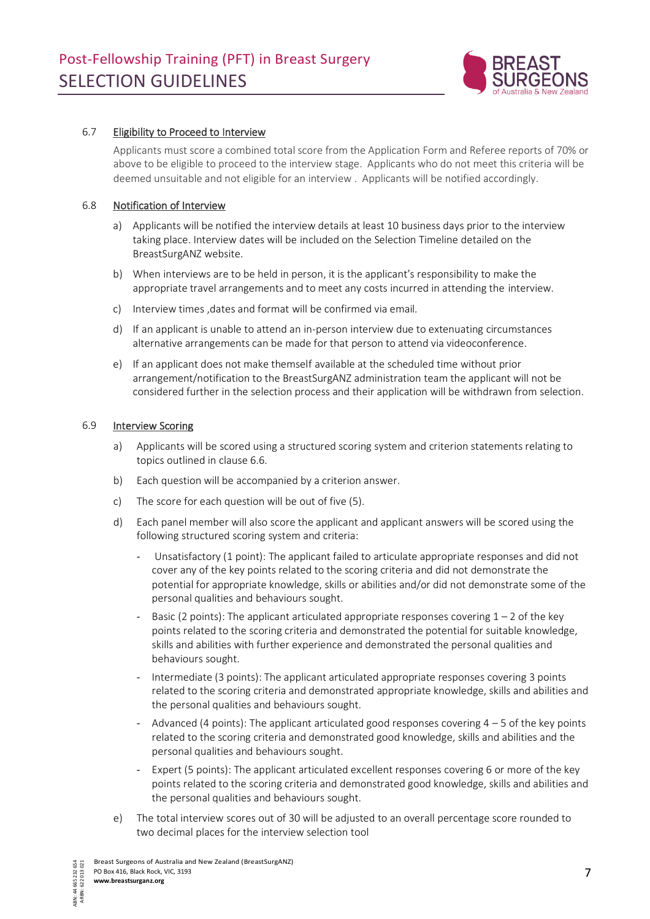### 6.7 Eligibility to Proceed to Interview

Applicants must score a combined total score from the Application Form and Referee reports of 70% or above to be eligible to proceed to the interview stage. Applicants who do not meet this criteria will be deemed unsuitable and not eligible for an interview . Applicants will be notified accordingly.

### 6.8 Notification of Interview

a) Applicants will be notified the interview details at least 10 business days prior to the interview taking place. Interview dates will be included on the Selection Timeline detailed on the BreastSurgANZ website.

b) When interviews are to be held in person, it is the applicant's responsibility to make the appropriate travel arrangements and to meet any costs incurred in attending the interview.

c) Interview times ,dates and format will be confirmed via email.

d) If an applicant is unable to attend an in-person interview due to extenuating circumstances alternative arrangements can be made for that person to attend via videoconference.

e) If an applicant does not make themself available at the scheduled time without prior arrangement/notification to the BreastSurgANZ administration team the applicant will not be considered further in the selection process and their application will be withdrawn from selection.

### 6.9 Interview Scoring

a) Applicants will be scored using a structured scoring system and criterion statements relating to topics outlined in clause 6.6.

b) Each question will be accompanied by a criterion answer.

c) The score for each question will be out of five (5).

d) Each panel member will also score the applicant and applicant answers will be scored using the following structured scoring system and criteria:

- Unsatisfactory (1 point): The applicant failed to articulate appropriate responses and did not cover any of the key points related to the scoring criteria and did not demonstrate the potential for appropriate knowledge, skills or abilities and/or did not demonstrate some of the personal qualities and behaviours sought.
- Basic (2 points): The applicant articulated appropriate responses covering 1 – 2 of the key points related to the scoring criteria and demonstrated the potential for suitable knowledge, skills and abilities with further experience and demonstrated the personal qualities and behaviours sought.
- Intermediate (3 points): The applicant articulated appropriate responses covering 3 points related to the scoring criteria and demonstrated appropriate knowledge, skills and abilities and the personal qualities and behaviours sought.
- Advanced (4 points): The applicant articulated good responses covering 4 – 5 of the key points related to the scoring criteria and demonstrated good knowledge, skills and abilities and the personal qualities and behaviours sought.
- Expert (5 points): The applicant articulated excellent responses covering 6 or more of the key points related to the scoring criteria and demonstrated good knowledge, skills and abilities and the personal qualities and behaviours sought.

e) The total interview scores out of 30 will be adjusted to an overall percentage score rounded to two decimal places for the interview selection tool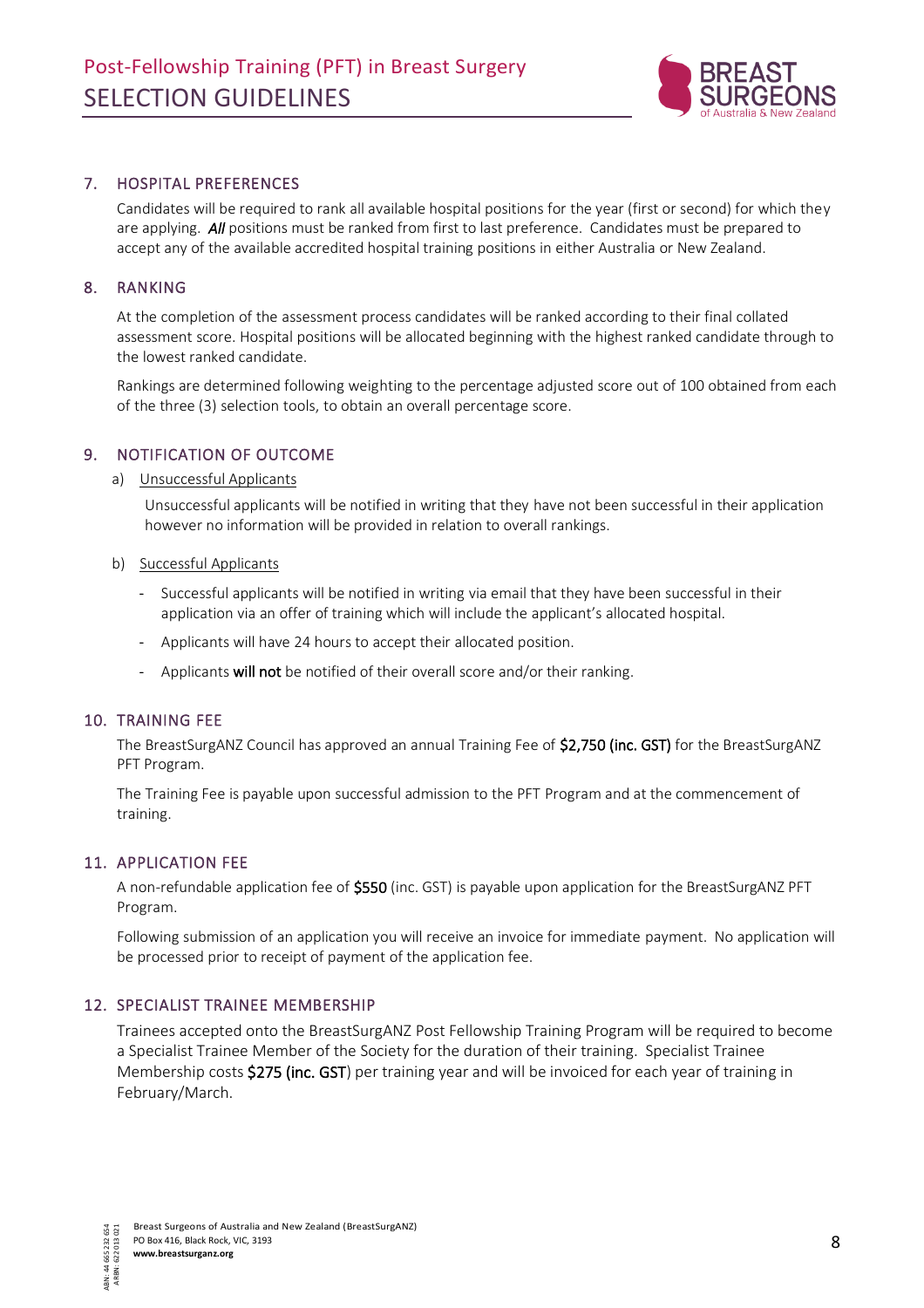## 7. HOSPITAL PREFERENCES

Candidates will be required to rank all available hospital positions for the year (first or second) for which they are applying. ***All*** positions must be ranked from first to last preference. Candidates must be prepared to accept any of the available accredited hospital training positions in either Australia or New Zealand.

## 8. RANKING

At the completion of the assessment process candidates will be ranked according to their final collated assessment score. Hospital positions will be allocated beginning with the highest ranked candidate through to the lowest ranked candidate.

Rankings are determined following weighting to the percentage adjusted score out of 100 obtained from each of the three (3) selection tools, to obtain an overall percentage score.

## 9. NOTIFICATION OF OUTCOME

a) Unsuccessful Applicants

Unsuccessful applicants will be notified in writing that they have not been successful in their application however no information will be provided in relation to overall rankings.

b) Successful Applicants

- Successful applicants will be notified in writing via email that they have been successful in their application via an offer of training which will include the applicant's allocated hospital.
- Applicants will have 24 hours to accept their allocated position.
- Applicants **will not** be notified of their overall score and/or their ranking.

## 10. TRAINING FEE

The BreastSurgANZ Council has approved an annual Training Fee of **$2,750 (inc. GST)** for the BreastSurgANZ PFT Program.

The Training Fee is payable upon successful admission to the PFT Program and at the commencement of training.

## 11. APPLICATION FEE

A non-refundable application fee of **$550** (inc. GST) is payable upon application for the BreastSurgANZ PFT Program.

Following submission of an application you will receive an invoice for immediate payment. No application will be processed prior to receipt of payment of the application fee.

## 12. SPECIALIST TRAINEE MEMBERSHIP

Trainees accepted onto the BreastSurgANZ Post Fellowship Training Program will be required to become a Specialist Trainee Member of the Society for the duration of their training. Specialist Trainee Membership costs **$275 (inc. GST**) per training year and will be invoiced for each year of training in February/March.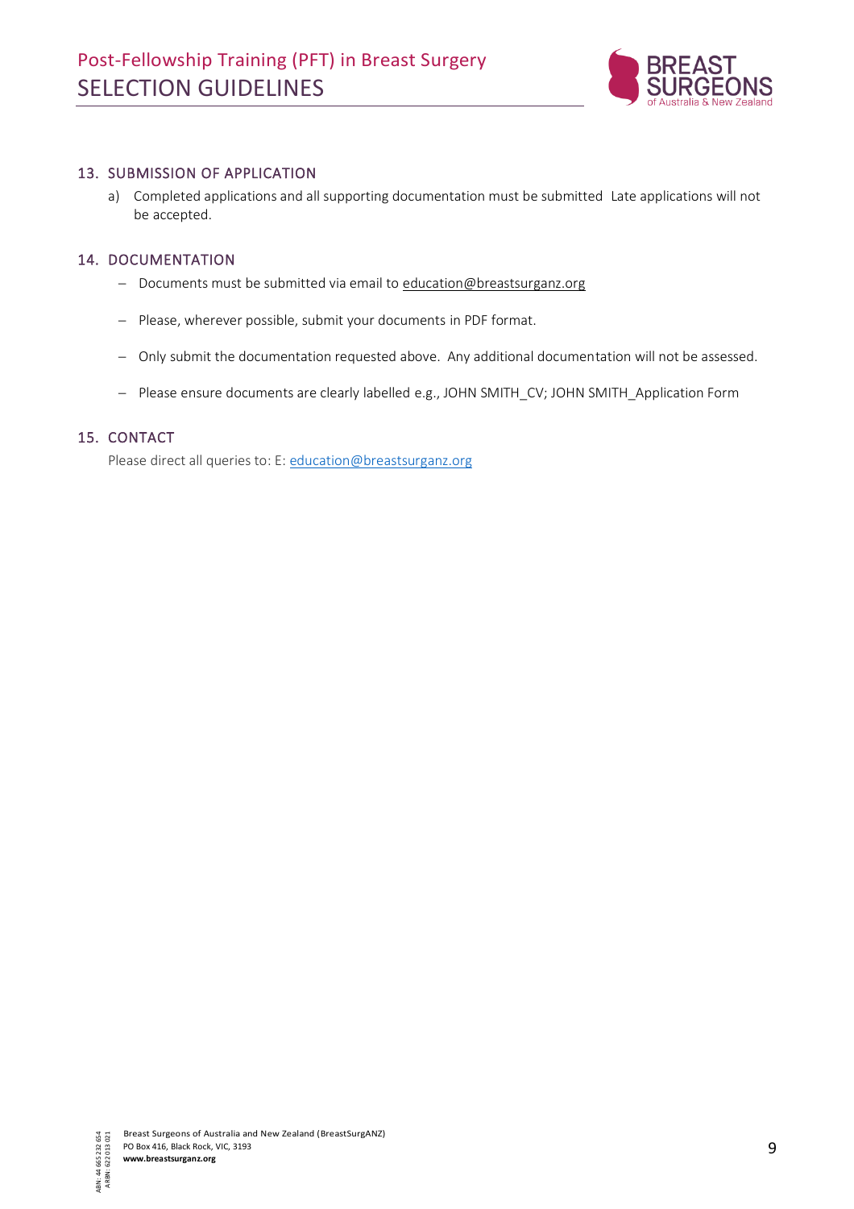## 13. SUBMISSION OF APPLICATION

a) Completed applications and all supporting documentation must be submitted Late applications will not be accepted.

## 14. DOCUMENTATION

- Documents must be submitted via email to education@breastsurganz.org
- Please, wherever possible, submit your documents in PDF format.
- Only submit the documentation requested above. Any additional documentation will not be assessed.
- Please ensure documents are clearly labelled e.g., JOHN SMITH_CV; JOHN SMITH_Application Form

## 15. CONTACT

Please direct all queries to: E: education@breastsurganz.org